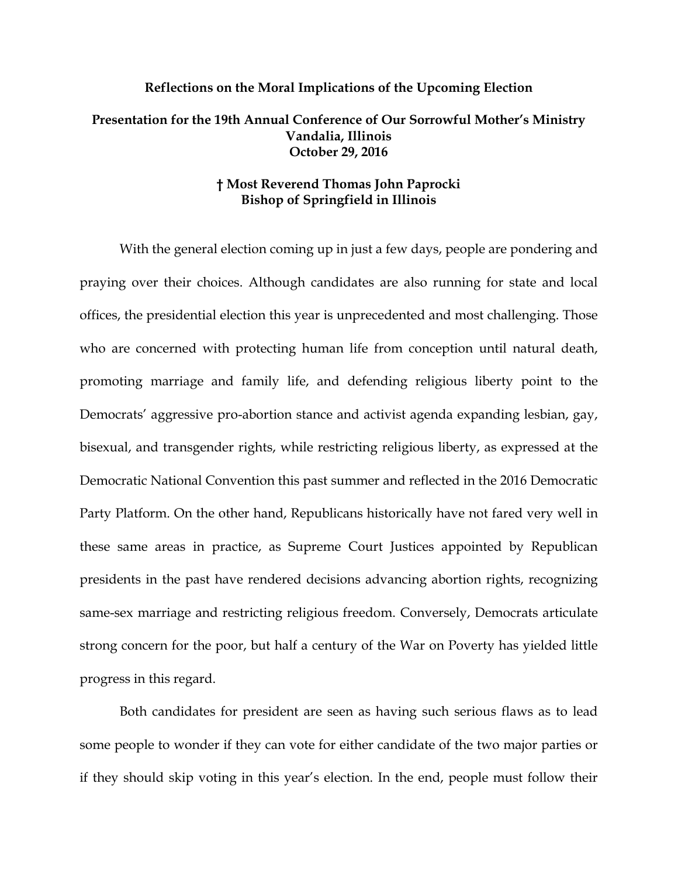# Reflections on the Moral Implications of the Upcoming Election

**Presentation for the 19th Annual Conference of Our Sorrowful Mother's Ministry**
**Vandalia, Illinois**
**October 29, 2016**

**† Most Reverend Thomas John Paprocki**
**Bishop of Springfield in Illinois**

With the general election coming up in just a few days, people are pondering and praying over their choices. Although candidates are also running for state and local offices, the presidential election this year is unprecedented and most challenging. Those who are concerned with protecting human life from conception until natural death, promoting marriage and family life, and defending religious liberty point to the Democrats' aggressive pro-abortion stance and activist agenda expanding lesbian, gay, bisexual, and transgender rights, while restricting religious liberty, as expressed at the Democratic National Convention this past summer and reflected in the 2016 Democratic Party Platform. On the other hand, Republicans historically have not fared very well in these same areas in practice, as Supreme Court Justices appointed by Republican presidents in the past have rendered decisions advancing abortion rights, recognizing same-sex marriage and restricting religious freedom. Conversely, Democrats articulate strong concern for the poor, but half a century of the War on Poverty has yielded little progress in this regard.

Both candidates for president are seen as having such serious flaws as to lead some people to wonder if they can vote for either candidate of the two major parties or if they should skip voting in this year's election. In the end, people must follow their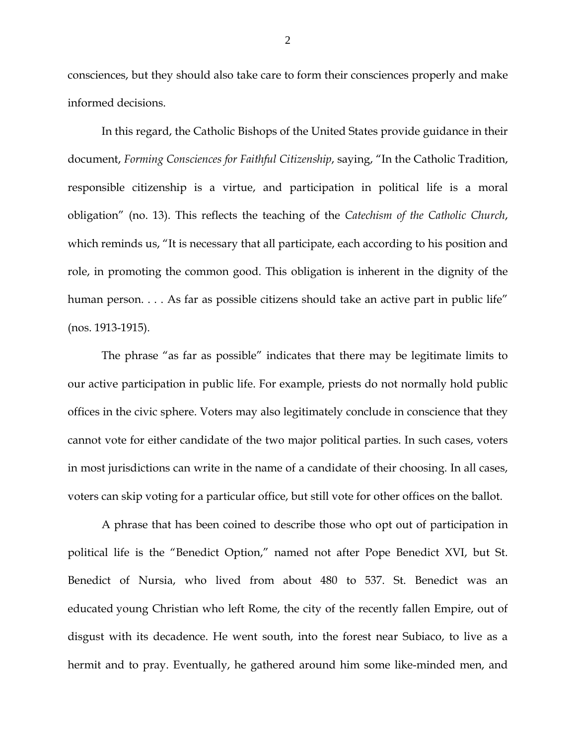consciences, but they should also take care to form their consciences properly and make informed decisions.

In this regard, the Catholic Bishops of the United States provide guidance in their document, *Forming Consciences for Faithful Citizenship*, saying, "In the Catholic Tradition, responsible citizenship is a virtue, and participation in political life is a moral obligation" (no. 13). This reflects the teaching of the *Catechism of the Catholic Church*, which reminds us, "It is necessary that all participate, each according to his position and role, in promoting the common good. This obligation is inherent in the dignity of the human person. . . . As far as possible citizens should take an active part in public life" (nos. 1913-1915).

The phrase "as far as possible" indicates that there may be legitimate limits to our active participation in public life. For example, priests do not normally hold public offices in the civic sphere. Voters may also legitimately conclude in conscience that they cannot vote for either candidate of the two major political parties. In such cases, voters in most jurisdictions can write in the name of a candidate of their choosing. In all cases, voters can skip voting for a particular office, but still vote for other offices on the ballot.

A phrase that has been coined to describe those who opt out of participation in political life is the "Benedict Option," named not after Pope Benedict XVI, but St. Benedict of Nursia, who lived from about 480 to 537. St. Benedict was an educated young Christian who left Rome, the city of the recently fallen Empire, out of disgust with its decadence. He went south, into the forest near Subiaco, to live as a hermit and to pray. Eventually, he gathered around him some like-minded men, and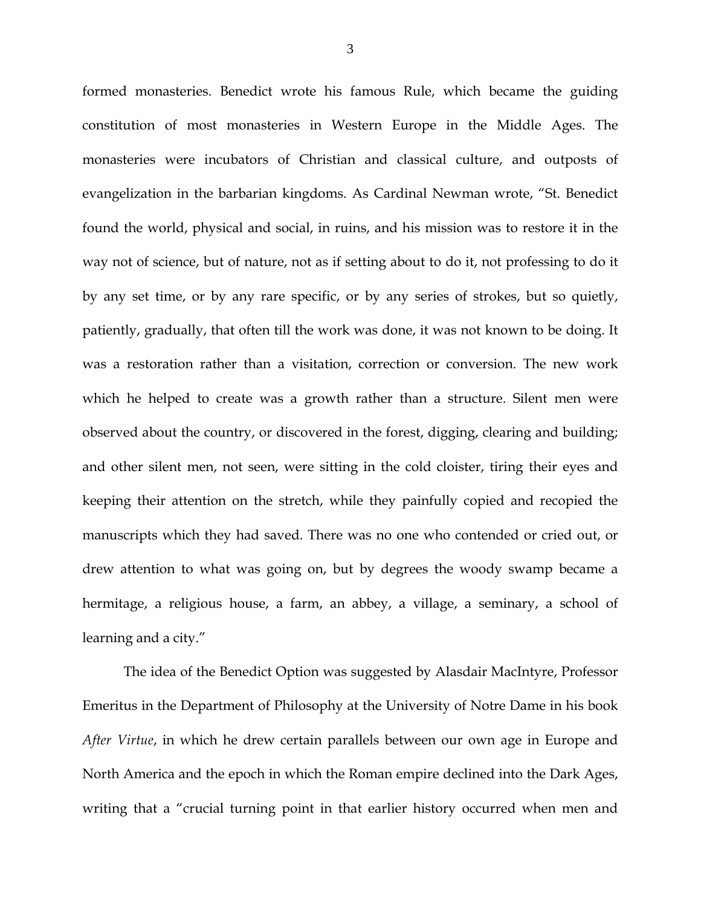formed monasteries. Benedict wrote his famous Rule, which became the guiding constitution of most monasteries in Western Europe in the Middle Ages. The monasteries were incubators of Christian and classical culture, and outposts of evangelization in the barbarian kingdoms. As Cardinal Newman wrote, "St. Benedict found the world, physical and social, in ruins, and his mission was to restore it in the way not of science, but of nature, not as if setting about to do it, not professing to do it by any set time, or by any rare specific, or by any series of strokes, but so quietly, patiently, gradually, that often till the work was done, it was not known to be doing. It was a restoration rather than a visitation, correction or conversion. The new work which he helped to create was a growth rather than a structure. Silent men were observed about the country, or discovered in the forest, digging, clearing and building; and other silent men, not seen, were sitting in the cold cloister, tiring their eyes and keeping their attention on the stretch, while they painfully copied and recopied the manuscripts which they had saved. There was no one who contended or cried out, or drew attention to what was going on, but by degrees the woody swamp became a hermitage, a religious house, a farm, an abbey, a village, a seminary, a school of learning and a city."

The idea of the Benedict Option was suggested by Alasdair MacIntyre, Professor Emeritus in the Department of Philosophy at the University of Notre Dame in his book *After Virtue*, in which he drew certain parallels between our own age in Europe and North America and the epoch in which the Roman empire declined into the Dark Ages, writing that a "crucial turning point in that earlier history occurred when men and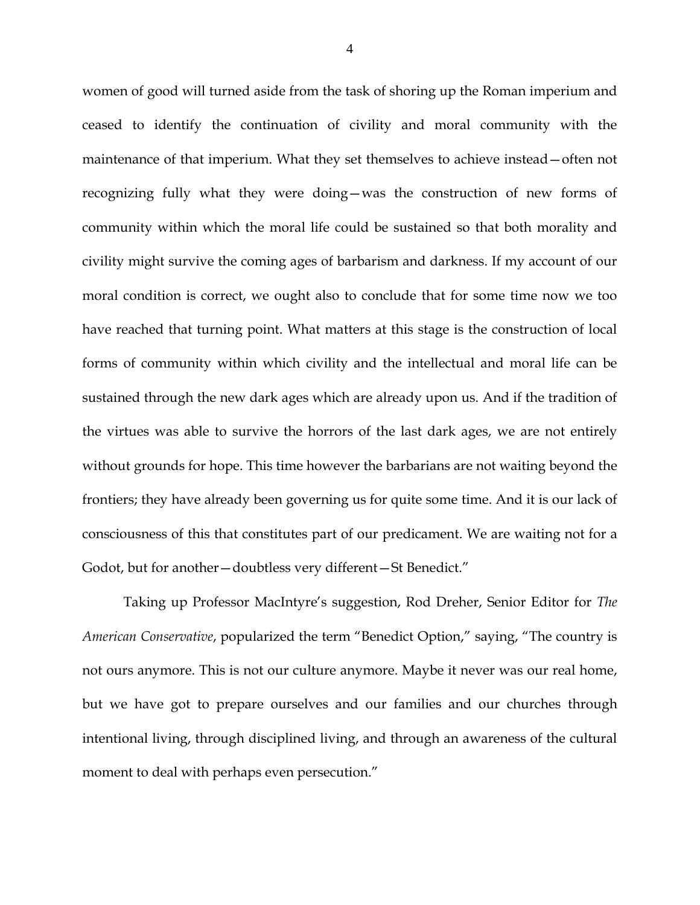women of good will turned aside from the task of shoring up the Roman imperium and ceased to identify the continuation of civility and moral community with the maintenance of that imperium. What they set themselves to achieve instead—often not recognizing fully what they were doing—was the construction of new forms of community within which the moral life could be sustained so that both morality and civility might survive the coming ages of barbarism and darkness. If my account of our moral condition is correct, we ought also to conclude that for some time now we too have reached that turning point. What matters at this stage is the construction of local forms of community within which civility and the intellectual and moral life can be sustained through the new dark ages which are already upon us. And if the tradition of the virtues was able to survive the horrors of the last dark ages, we are not entirely without grounds for hope. This time however the barbarians are not waiting beyond the frontiers; they have already been governing us for quite some time. And it is our lack of consciousness of this that constitutes part of our predicament. We are waiting not for a Godot, but for another—doubtless very different—St Benedict."

Taking up Professor MacIntyre's suggestion, Rod Dreher, Senior Editor for *The American Conservative*, popularized the term "Benedict Option," saying, "The country is not ours anymore. This is not our culture anymore. Maybe it never was our real home, but we have got to prepare ourselves and our families and our churches through intentional living, through disciplined living, and through an awareness of the cultural moment to deal with perhaps even persecution."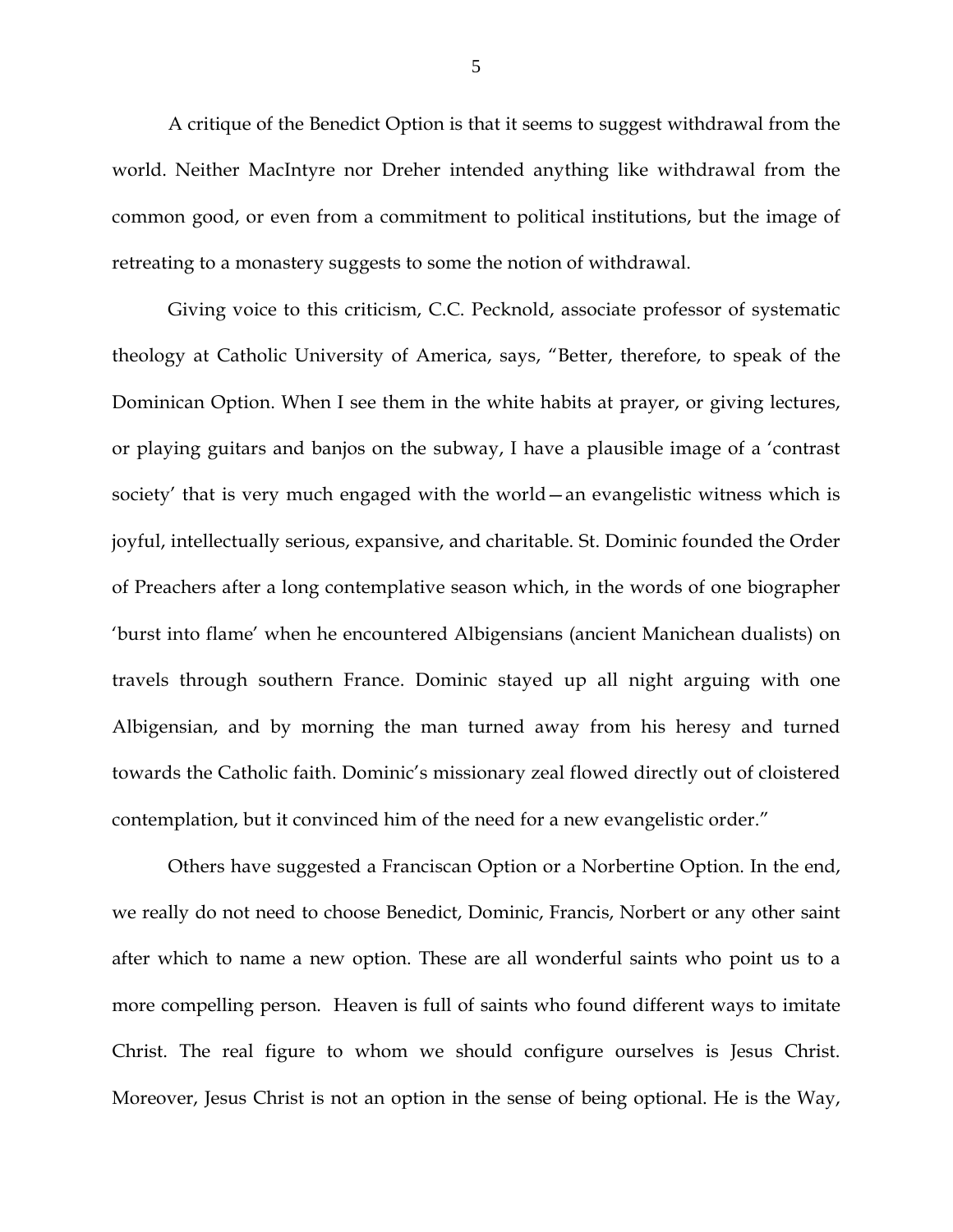A critique of the Benedict Option is that it seems to suggest withdrawal from the world. Neither MacIntyre nor Dreher intended anything like withdrawal from the common good, or even from a commitment to political institutions, but the image of retreating to a monastery suggests to some the notion of withdrawal.

Giving voice to this criticism, C.C. Pecknold, associate professor of systematic theology at Catholic University of America, says, "Better, therefore, to speak of the Dominican Option. When I see them in the white habits at prayer, or giving lectures, or playing guitars and banjos on the subway, I have a plausible image of a 'contrast society' that is very much engaged with the world—an evangelistic witness which is joyful, intellectually serious, expansive, and charitable. St. Dominic founded the Order of Preachers after a long contemplative season which, in the words of one biographer 'burst into flame' when he encountered Albigensians (ancient Manichean dualists) on travels through southern France. Dominic stayed up all night arguing with one Albigensian, and by morning the man turned away from his heresy and turned towards the Catholic faith. Dominic's missionary zeal flowed directly out of cloistered contemplation, but it convinced him of the need for a new evangelistic order."

Others have suggested a Franciscan Option or a Norbertine Option. In the end, we really do not need to choose Benedict, Dominic, Francis, Norbert or any other saint after which to name a new option. These are all wonderful saints who point us to a more compelling person. Heaven is full of saints who found different ways to imitate Christ. The real figure to whom we should configure ourselves is Jesus Christ. Moreover, Jesus Christ is not an option in the sense of being optional. He is the Way,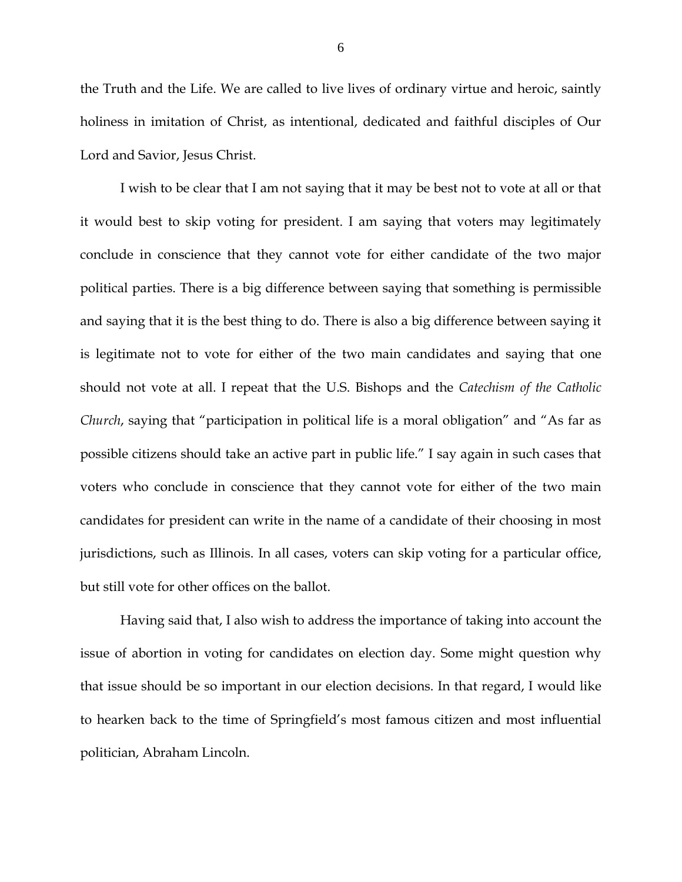the Truth and the Life. We are called to live lives of ordinary virtue and heroic, saintly holiness in imitation of Christ, as intentional, dedicated and faithful disciples of Our Lord and Savior, Jesus Christ.

I wish to be clear that I am not saying that it may be best not to vote at all or that it would best to skip voting for president. I am saying that voters may legitimately conclude in conscience that they cannot vote for either candidate of the two major political parties. There is a big difference between saying that something is permissible and saying that it is the best thing to do. There is also a big difference between saying it is legitimate not to vote for either of the two main candidates and saying that one should not vote at all. I repeat that the U.S. Bishops and the *Catechism of the Catholic Church*, saying that "participation in political life is a moral obligation" and "As far as possible citizens should take an active part in public life." I say again in such cases that voters who conclude in conscience that they cannot vote for either of the two main candidates for president can write in the name of a candidate of their choosing in most jurisdictions, such as Illinois. In all cases, voters can skip voting for a particular office, but still vote for other offices on the ballot.

Having said that, I also wish to address the importance of taking into account the issue of abortion in voting for candidates on election day. Some might question why that issue should be so important in our election decisions. In that regard, I would like to hearken back to the time of Springfield's most famous citizen and most influential politician, Abraham Lincoln.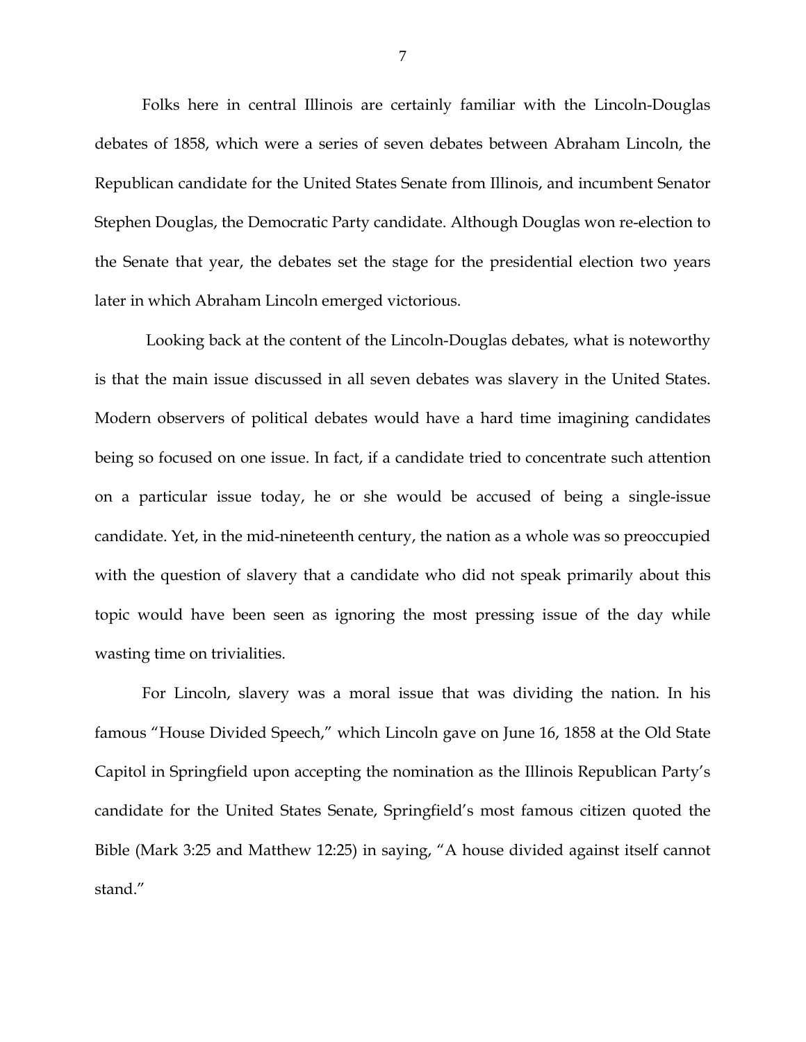Folks here in central Illinois are certainly familiar with the Lincoln-Douglas debates of 1858, which were a series of seven debates between Abraham Lincoln, the Republican candidate for the United States Senate from Illinois, and incumbent Senator Stephen Douglas, the Democratic Party candidate. Although Douglas won re-election to the Senate that year, the debates set the stage for the presidential election two years later in which Abraham Lincoln emerged victorious.

Looking back at the content of the Lincoln-Douglas debates, what is noteworthy is that the main issue discussed in all seven debates was slavery in the United States. Modern observers of political debates would have a hard time imagining candidates being so focused on one issue. In fact, if a candidate tried to concentrate such attention on a particular issue today, he or she would be accused of being a single-issue candidate. Yet, in the mid-nineteenth century, the nation as a whole was so preoccupied with the question of slavery that a candidate who did not speak primarily about this topic would have been seen as ignoring the most pressing issue of the day while wasting time on trivialities.

For Lincoln, slavery was a moral issue that was dividing the nation. In his famous "House Divided Speech," which Lincoln gave on June 16, 1858 at the Old State Capitol in Springfield upon accepting the nomination as the Illinois Republican Party's candidate for the United States Senate, Springfield's most famous citizen quoted the Bible (Mark 3:25 and Matthew 12:25) in saying, "A house divided against itself cannot stand."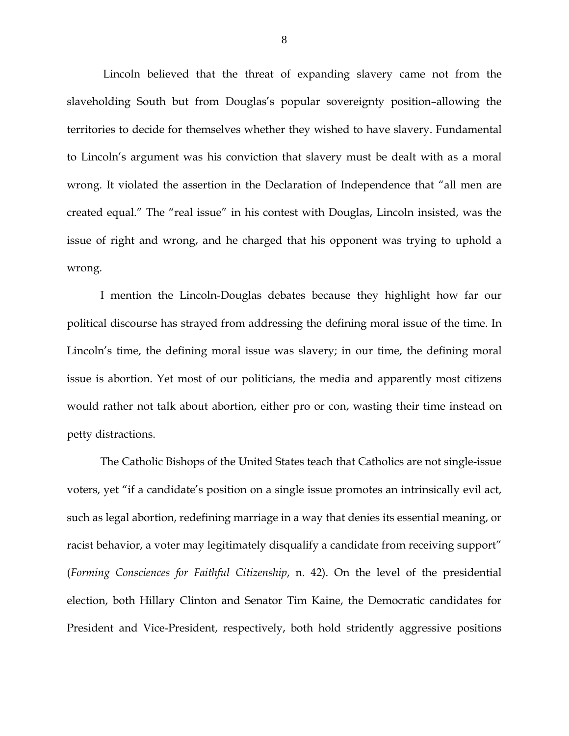Lincoln believed that the threat of expanding slavery came not from the slaveholding South but from Douglas's popular sovereignty position–allowing the territories to decide for themselves whether they wished to have slavery. Fundamental to Lincoln's argument was his conviction that slavery must be dealt with as a moral wrong. It violated the assertion in the Declaration of Independence that "all men are created equal." The "real issue" in his contest with Douglas, Lincoln insisted, was the issue of right and wrong, and he charged that his opponent was trying to uphold a wrong.

I mention the Lincoln-Douglas debates because they highlight how far our political discourse has strayed from addressing the defining moral issue of the time. In Lincoln's time, the defining moral issue was slavery; in our time, the defining moral issue is abortion. Yet most of our politicians, the media and apparently most citizens would rather not talk about abortion, either pro or con, wasting their time instead on petty distractions.

The Catholic Bishops of the United States teach that Catholics are not single-issue voters, yet "if a candidate's position on a single issue promotes an intrinsically evil act, such as legal abortion, redefining marriage in a way that denies its essential meaning, or racist behavior, a voter may legitimately disqualify a candidate from receiving support" (*Forming Consciences for Faithful Citizenship*, n. 42). On the level of the presidential election, both Hillary Clinton and Senator Tim Kaine, the Democratic candidates for President and Vice-President, respectively, both hold stridently aggressive positions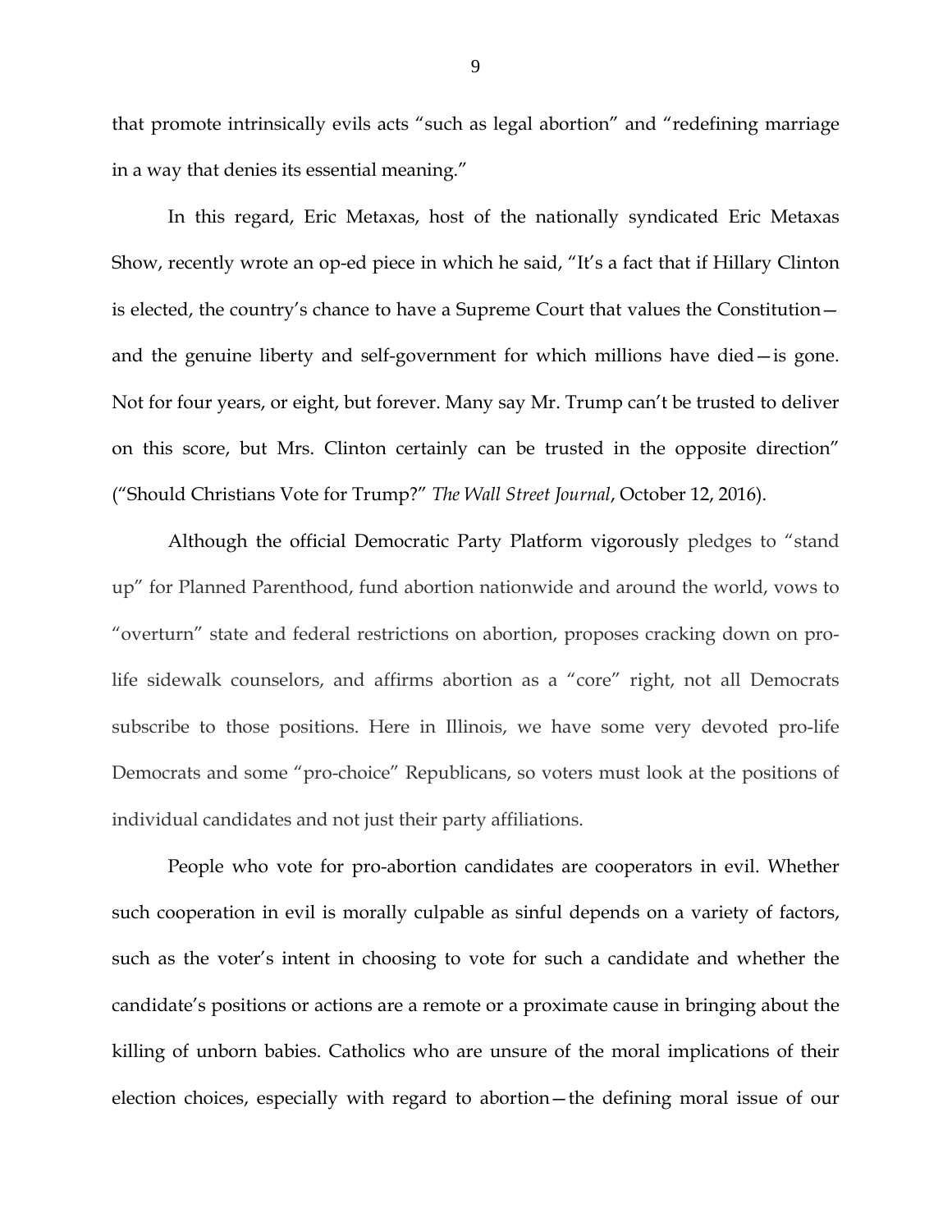that promote intrinsically evils acts "such as legal abortion" and "redefining marriage in a way that denies its essential meaning."

In this regard, Eric Metaxas, host of the nationally syndicated Eric Metaxas Show, recently wrote an op-ed piece in which he said, "It's a fact that if Hillary Clinton is elected, the country's chance to have a Supreme Court that values the Constitution—and the genuine liberty and self-government for which millions have died—is gone. Not for four years, or eight, but forever. Many say Mr. Trump can't be trusted to deliver on this score, but Mrs. Clinton certainly can be trusted in the opposite direction" ("Should Christians Vote for Trump?" *The Wall Street Journal*, October 12, 2016).

Although the official Democratic Party Platform vigorously pledges to "stand up" for Planned Parenthood, fund abortion nationwide and around the world, vows to "overturn" state and federal restrictions on abortion, proposes cracking down on pro-life sidewalk counselors, and affirms abortion as a "core" right, not all Democrats subscribe to those positions. Here in Illinois, we have some very devoted pro-life Democrats and some "pro-choice" Republicans, so voters must look at the positions of individual candidates and not just their party affiliations.

People who vote for pro-abortion candidates are cooperators in evil. Whether such cooperation in evil is morally culpable as sinful depends on a variety of factors, such as the voter's intent in choosing to vote for such a candidate and whether the candidate's positions or actions are a remote or a proximate cause in bringing about the killing of unborn babies. Catholics who are unsure of the moral implications of their election choices, especially with regard to abortion—the defining moral issue of our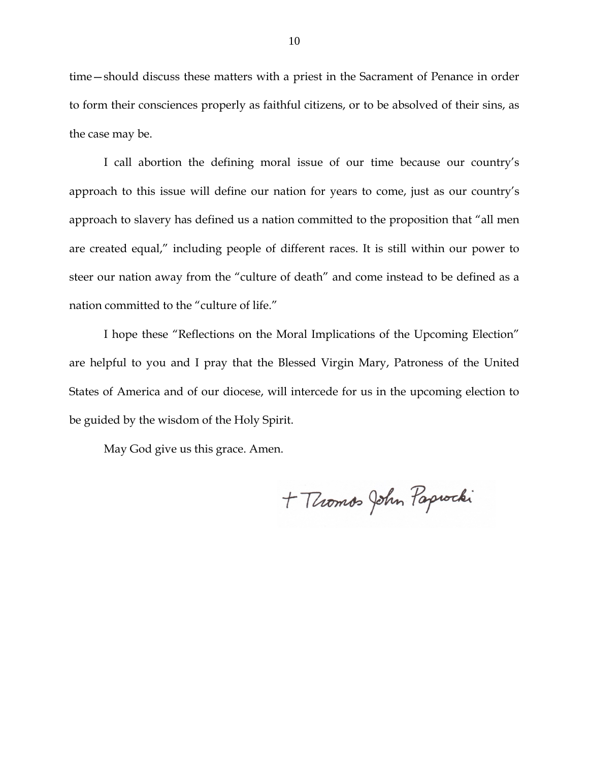time—should discuss these matters with a priest in the Sacrament of Penance in order to form their consciences properly as faithful citizens, or to be absolved of their sins, as the case may be.

I call abortion the defining moral issue of our time because our country's approach to this issue will define our nation for years to come, just as our country's approach to slavery has defined us a nation committed to the proposition that "all men are created equal," including people of different races. It is still within our power to steer our nation away from the "culture of death" and come instead to be defined as a nation committed to the "culture of life."

I hope these "Reflections on the Moral Implications of the Upcoming Election" are helpful to you and I pray that the Blessed Virgin Mary, Patroness of the United States of America and of our diocese, will intercede for us in the upcoming election to be guided by the wisdom of the Holy Spirit.

May God give us this grace. Amen.

+ Thomas John Paprocki